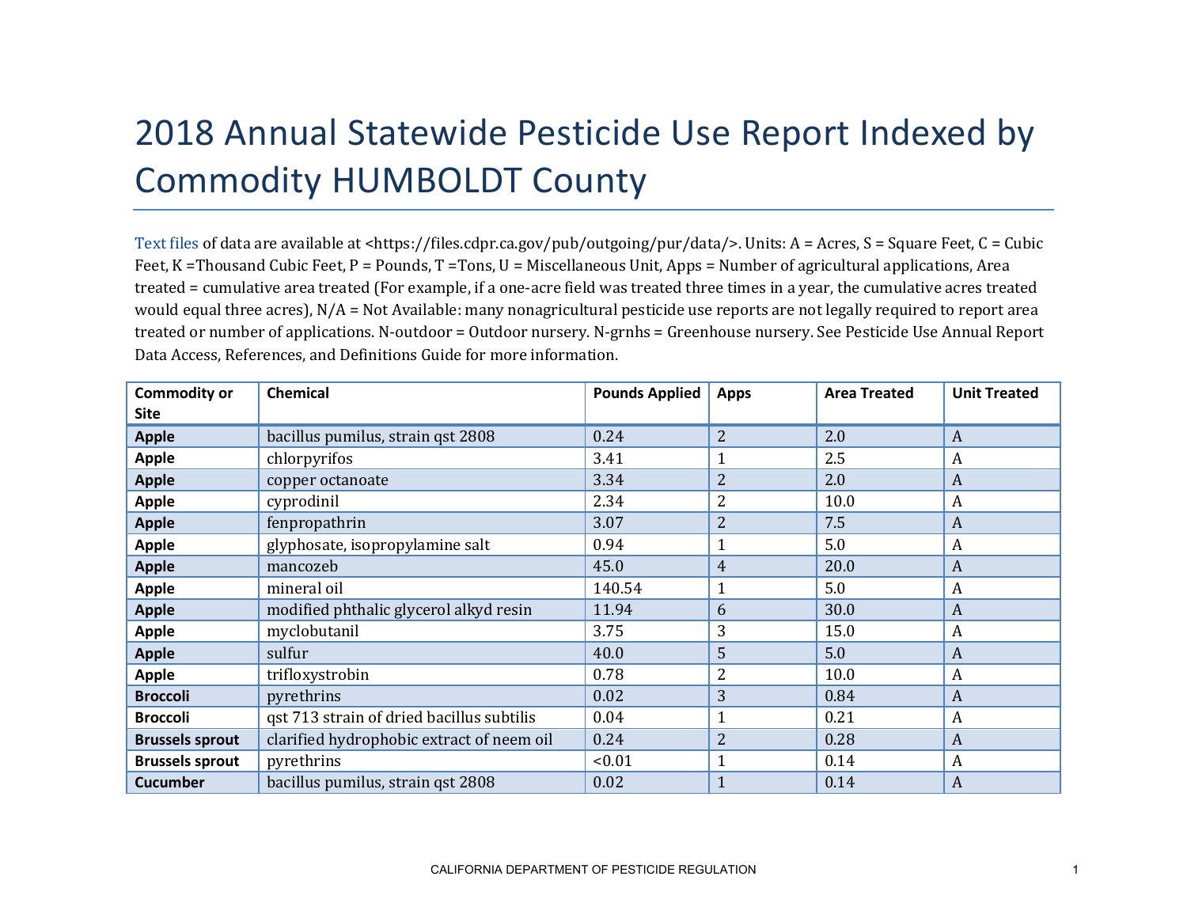# 2018 Annual Statewide Pesticide Use Report Indexed by Commodity HUMBOLDT County

Text files of data are available at <https://files.cdpr.ca.gov/pub/outgoing/pur/data/>. Units: A = Acres, S = Square Feet, C = Cubic Feet, K =Thousand Cubic Feet, P = Pounds, T =Tons, U = Miscellaneous Unit, Apps = Number of agricultural applications, Area treated = cumulative area treated (For example, if a one-acre field was treated three times in a year, the cumulative acres treated would equal three acres), N/A = Not Available: many nonagricultural pesticide use reports are not legally required to report area treated or number of applications. N-outdoor = Outdoor nursery. N-grnhs = Greenhouse nursery. See Pesticide Use Annual Report Data Access, References, and Definitions Guide for more information.

| Commodity or Site | Chemical | Pounds Applied | Apps | Area Treated | Unit Treated |
|---|---|---|---|---|---|
| **Apple** | bacillus pumilus, strain qst 2808 | 0.24 | 2 | 2.0 | A |
| **Apple** | chlorpyrifos | 3.41 | 1 | 2.5 | A |
| **Apple** | copper octanoate | 3.34 | 2 | 2.0 | A |
| **Apple** | cyprodinil | 2.34 | 2 | 10.0 | A |
| **Apple** | fenpropathrin | 3.07 | 2 | 7.5 | A |
| **Apple** | glyphosate, isopropylamine salt | 0.94 | 1 | 5.0 | A |
| **Apple** | mancozeb | 45.0 | 4 | 20.0 | A |
| **Apple** | mineral oil | 140.54 | 1 | 5.0 | A |
| **Apple** | modified phthalic glycerol alkyd resin | 11.94 | 6 | 30.0 | A |
| **Apple** | myclobutanil | 3.75 | 3 | 15.0 | A |
| **Apple** | sulfur | 40.0 | 5 | 5.0 | A |
| **Apple** | trifloxystrobin | 0.78 | 2 | 10.0 | A |
| **Broccoli** | pyrethrins | 0.02 | 3 | 0.84 | A |
| **Broccoli** | qst 713 strain of dried bacillus subtilis | 0.04 | 1 | 0.21 | A |
| **Brussels sprout** | clarified hydrophobic extract of neem oil | 0.24 | 2 | 0.28 | A |
| **Brussels sprout** | pyrethrins | <0.01 | 1 | 0.14 | A |
| **Cucumber** | bacillus pumilus, strain qst 2808 | 0.02 | 1 | 0.14 | A |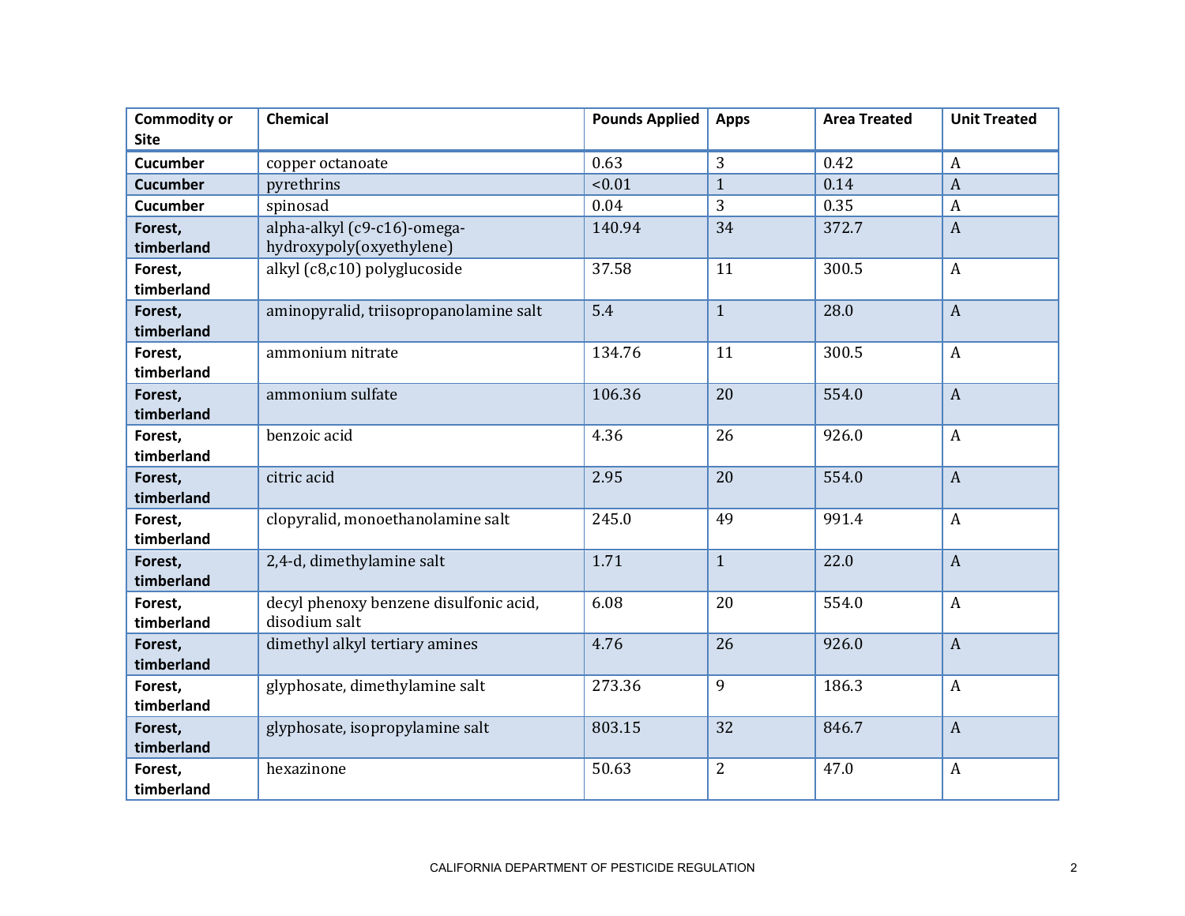| Commodity or Site | Chemical | Pounds Applied | Apps | Area Treated | Unit Treated |
|---|---|---|---|---|---|
| **Cucumber** | copper octanoate | 0.63 | 3 | 0.42 | A |
| **Cucumber** | pyrethrins | <0.01 | 1 | 0.14 | A |
| **Cucumber** | spinosad | 0.04 | 3 | 0.35 | A |
| **Forest, timberland** | alpha-alkyl (c9-c16)-omega-hydroxypoly(oxyethylene) | 140.94 | 34 | 372.7 | A |
| **Forest, timberland** | alkyl (c8,c10) polyglucoside | 37.58 | 11 | 300.5 | A |
| **Forest, timberland** | aminopyralid, triisopropanolamine salt | 5.4 | 1 | 28.0 | A |
| **Forest, timberland** | ammonium nitrate | 134.76 | 11 | 300.5 | A |
| **Forest, timberland** | ammonium sulfate | 106.36 | 20 | 554.0 | A |
| **Forest, timberland** | benzoic acid | 4.36 | 26 | 926.0 | A |
| **Forest, timberland** | citric acid | 2.95 | 20 | 554.0 | A |
| **Forest, timberland** | clopyralid, monoethanolamine salt | 245.0 | 49 | 991.4 | A |
| **Forest, timberland** | 2,4-d, dimethylamine salt | 1.71 | 1 | 22.0 | A |
| **Forest, timberland** | decyl phenoxy benzene disulfonic acid, disodium salt | 6.08 | 20 | 554.0 | A |
| **Forest, timberland** | dimethyl alkyl tertiary amines | 4.76 | 26 | 926.0 | A |
| **Forest, timberland** | glyphosate, dimethylamine salt | 273.36 | 9 | 186.3 | A |
| **Forest, timberland** | glyphosate, isopropylamine salt | 803.15 | 32 | 846.7 | A |
| **Forest, timberland** | hexazinone | 50.63 | 2 | 47.0 | A |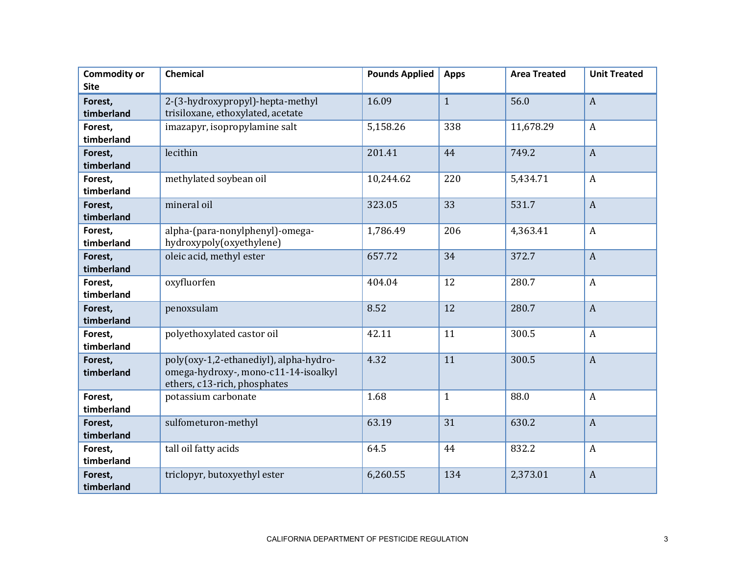| Commodity or Site | Chemical | Pounds Applied | Apps | Area Treated | Unit Treated |
|---|---|---|---|---|---|
| **Forest, timberland** | 2-(3-hydroxypropyl)-hepta-methyl trisiloxane, ethoxylated, acetate | 16.09 | 1 | 56.0 | A |
| **Forest, timberland** | imazapyr, isopropylamine salt | 5,158.26 | 338 | 11,678.29 | A |
| **Forest, timberland** | lecithin | 201.41 | 44 | 749.2 | A |
| **Forest, timberland** | methylated soybean oil | 10,244.62 | 220 | 5,434.71 | A |
| **Forest, timberland** | mineral oil | 323.05 | 33 | 531.7 | A |
| **Forest, timberland** | alpha-(para-nonylphenyl)-omega-hydroxypoly(oxyethylene) | 1,786.49 | 206 | 4,363.41 | A |
| **Forest, timberland** | oleic acid, methyl ester | 657.72 | 34 | 372.7 | A |
| **Forest, timberland** | oxyfluorfen | 404.04 | 12 | 280.7 | A |
| **Forest, timberland** | penoxsulam | 8.52 | 12 | 280.7 | A |
| **Forest, timberland** | polyethoxylated castor oil | 42.11 | 11 | 300.5 | A |
| **Forest, timberland** | poly(oxy-1,2-ethanediyl), alpha-hydro-omega-hydroxy-, mono-c11-14-isoalkyl ethers, c13-rich, phosphates | 4.32 | 11 | 300.5 | A |
| **Forest, timberland** | potassium carbonate | 1.68 | 1 | 88.0 | A |
| **Forest, timberland** | sulfometuron-methyl | 63.19 | 31 | 630.2 | A |
| **Forest, timberland** | tall oil fatty acids | 64.5 | 44 | 832.2 | A |
| **Forest, timberland** | triclopyr, butoxyethyl ester | 6,260.55 | 134 | 2,373.01 | A |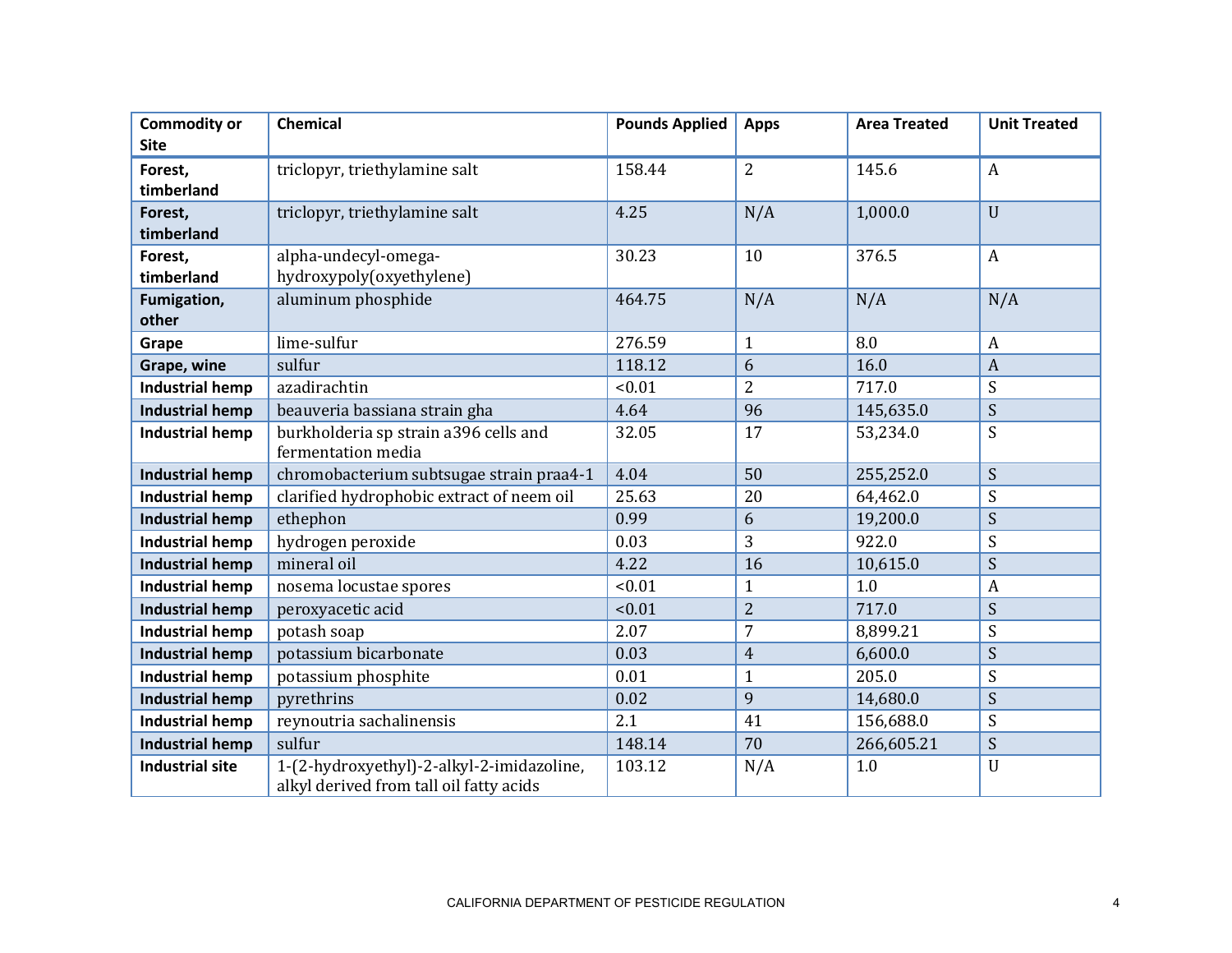| Commodity or Site | Chemical | Pounds Applied | Apps | Area Treated | Unit Treated |
|---|---|---|---|---|---|
| **Forest, timberland** | triclopyr, triethylamine salt | 158.44 | 2 | 145.6 | A |
| **Forest, timberland** | triclopyr, triethylamine salt | 4.25 | N/A | 1,000.0 | U |
| **Forest, timberland** | alpha-undecyl-omega-hydroxypoly(oxyethylene) | 30.23 | 10 | 376.5 | A |
| **Fumigation, other** | aluminum phosphide | 464.75 | N/A | N/A | N/A |
| **Grape** | lime-sulfur | 276.59 | 1 | 8.0 | A |
| **Grape, wine** | sulfur | 118.12 | 6 | 16.0 | A |
| **Industrial hemp** | azadirachtin | <0.01 | 2 | 717.0 | S |
| **Industrial hemp** | beauveria bassiana strain gha | 4.64 | 96 | 145,635.0 | S |
| **Industrial hemp** | burkholderia sp strain a396 cells and fermentation media | 32.05 | 17 | 53,234.0 | S |
| **Industrial hemp** | chromobacterium subtsugae strain praa4-1 | 4.04 | 50 | 255,252.0 | S |
| **Industrial hemp** | clarified hydrophobic extract of neem oil | 25.63 | 20 | 64,462.0 | S |
| **Industrial hemp** | ethephon | 0.99 | 6 | 19,200.0 | S |
| **Industrial hemp** | hydrogen peroxide | 0.03 | 3 | 922.0 | S |
| **Industrial hemp** | mineral oil | 4.22 | 16 | 10,615.0 | S |
| **Industrial hemp** | nosema locustae spores | <0.01 | 1 | 1.0 | A |
| **Industrial hemp** | peroxyacetic acid | <0.01 | 2 | 717.0 | S |
| **Industrial hemp** | potash soap | 2.07 | 7 | 8,899.21 | S |
| **Industrial hemp** | potassium bicarbonate | 0.03 | 4 | 6,600.0 | S |
| **Industrial hemp** | potassium phosphite | 0.01 | 1 | 205.0 | S |
| **Industrial hemp** | pyrethrins | 0.02 | 9 | 14,680.0 | S |
| **Industrial hemp** | reynoutria sachalinensis | 2.1 | 41 | 156,688.0 | S |
| **Industrial hemp** | sulfur | 148.14 | 70 | 266,605.21 | S |
| **Industrial site** | 1-(2-hydroxyethyl)-2-alkyl-2-imidazoline, alkyl derived from tall oil fatty acids | 103.12 | N/A | 1.0 | U |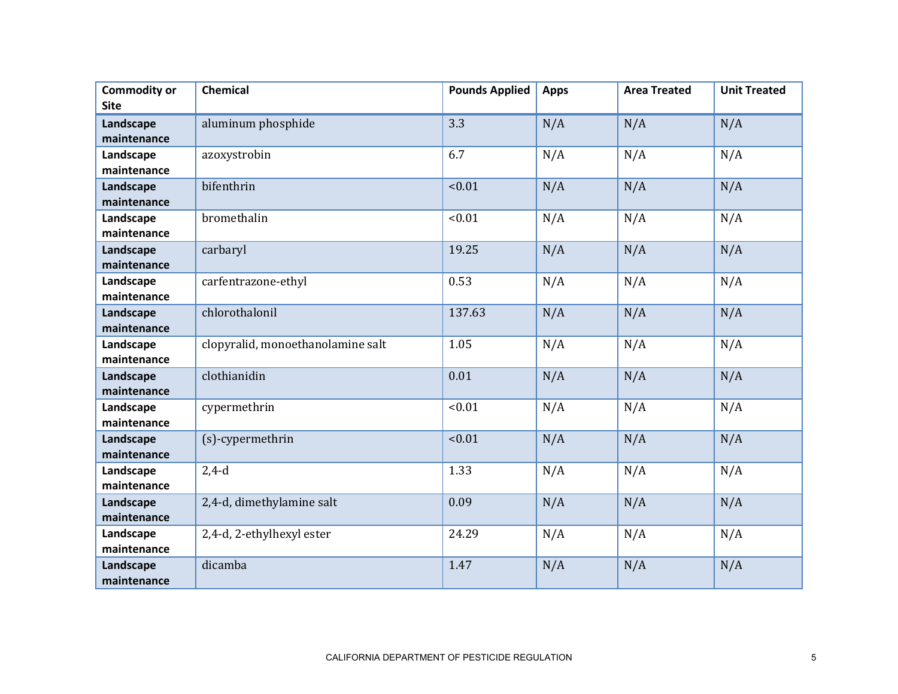| Commodity or Site | Chemical | Pounds Applied | Apps | Area Treated | Unit Treated |
|---|---|---|---|---|---|
| **Landscape maintenance** | aluminum phosphide | 3.3 | N/A | N/A | N/A |
| **Landscape maintenance** | azoxystrobin | 6.7 | N/A | N/A | N/A |
| **Landscape maintenance** | bifenthrin | <0.01 | N/A | N/A | N/A |
| **Landscape maintenance** | bromethalin | <0.01 | N/A | N/A | N/A |
| **Landscape maintenance** | carbaryl | 19.25 | N/A | N/A | N/A |
| **Landscape maintenance** | carfentrazone-ethyl | 0.53 | N/A | N/A | N/A |
| **Landscape maintenance** | chlorothalonil | 137.63 | N/A | N/A | N/A |
| **Landscape maintenance** | clopyralid, monoethanolamine salt | 1.05 | N/A | N/A | N/A |
| **Landscape maintenance** | clothianidin | 0.01 | N/A | N/A | N/A |
| **Landscape maintenance** | cypermethrin | <0.01 | N/A | N/A | N/A |
| **Landscape maintenance** | (s)-cypermethrin | <0.01 | N/A | N/A | N/A |
| **Landscape maintenance** | 2,4-d | 1.33 | N/A | N/A | N/A |
| **Landscape maintenance** | 2,4-d, dimethylamine salt | 0.09 | N/A | N/A | N/A |
| **Landscape maintenance** | 2,4-d, 2-ethylhexyl ester | 24.29 | N/A | N/A | N/A |
| **Landscape maintenance** | dicamba | 1.47 | N/A | N/A | N/A |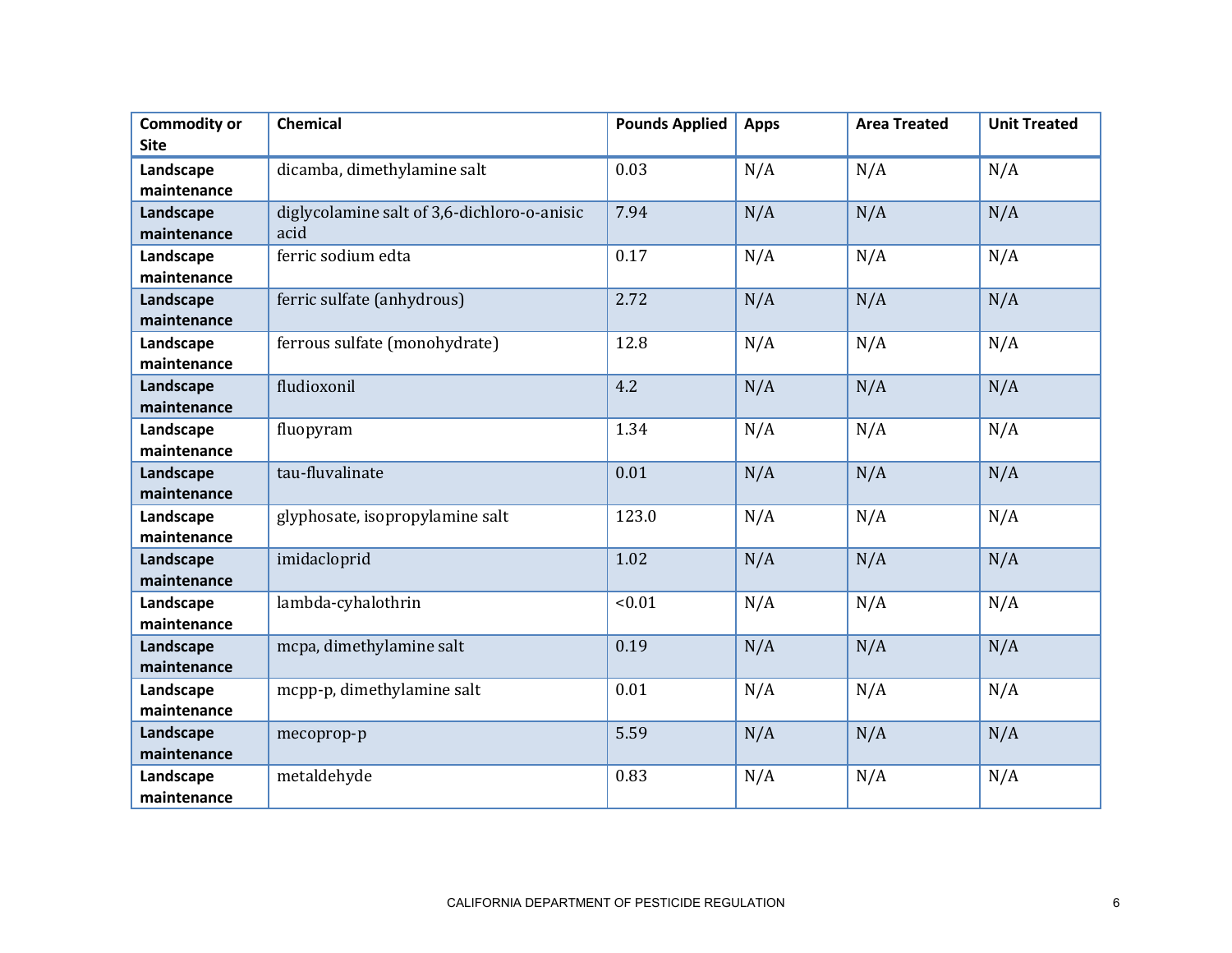| Commodity or Site | Chemical | Pounds Applied | Apps | Area Treated | Unit Treated |
|---|---|---|---|---|---|
| **Landscape maintenance** | dicamba, dimethylamine salt | 0.03 | N/A | N/A | N/A |
| **Landscape maintenance** | diglycolamine salt of 3,6-dichloro-o-anisic acid | 7.94 | N/A | N/A | N/A |
| **Landscape maintenance** | ferric sodium edta | 0.17 | N/A | N/A | N/A |
| **Landscape maintenance** | ferric sulfate (anhydrous) | 2.72 | N/A | N/A | N/A |
| **Landscape maintenance** | ferrous sulfate (monohydrate) | 12.8 | N/A | N/A | N/A |
| **Landscape maintenance** | fludioxonil | 4.2 | N/A | N/A | N/A |
| **Landscape maintenance** | fluopyram | 1.34 | N/A | N/A | N/A |
| **Landscape maintenance** | tau-fluvalinate | 0.01 | N/A | N/A | N/A |
| **Landscape maintenance** | glyphosate, isopropylamine salt | 123.0 | N/A | N/A | N/A |
| **Landscape maintenance** | imidacloprid | 1.02 | N/A | N/A | N/A |
| **Landscape maintenance** | lambda-cyhalothrin | <0.01 | N/A | N/A | N/A |
| **Landscape maintenance** | mcpa, dimethylamine salt | 0.19 | N/A | N/A | N/A |
| **Landscape maintenance** | mcpp-p, dimethylamine salt | 0.01 | N/A | N/A | N/A |
| **Landscape maintenance** | mecoprop-p | 5.59 | N/A | N/A | N/A |
| **Landscape maintenance** | metaldehyde | 0.83 | N/A | N/A | N/A |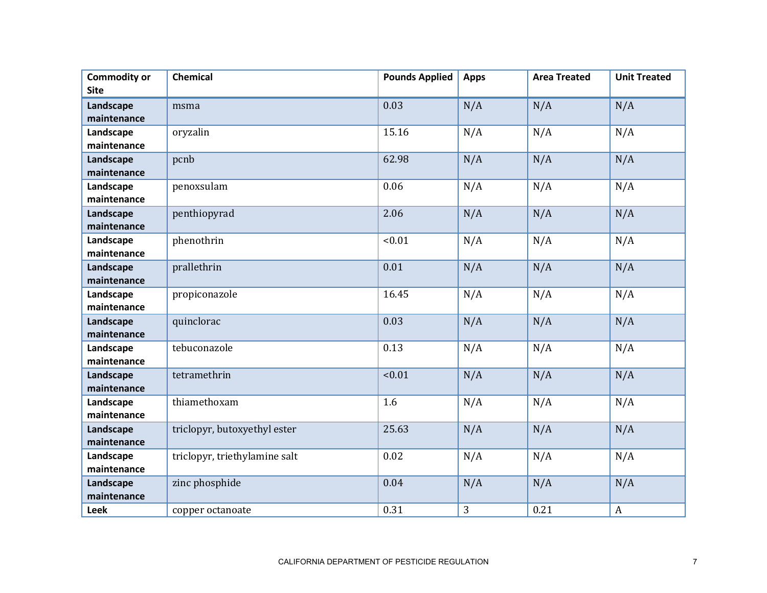| Commodity or Site | Chemical | Pounds Applied | Apps | Area Treated | Unit Treated |
|---|---|---|---|---|---|
| **Landscape maintenance** | msma | 0.03 | N/A | N/A | N/A |
| **Landscape maintenance** | oryzalin | 15.16 | N/A | N/A | N/A |
| **Landscape maintenance** | pcnb | 62.98 | N/A | N/A | N/A |
| **Landscape maintenance** | penoxsulam | 0.06 | N/A | N/A | N/A |
| **Landscape maintenance** | penthiopyrad | 2.06 | N/A | N/A | N/A |
| **Landscape maintenance** | phenothrin | <0.01 | N/A | N/A | N/A |
| **Landscape maintenance** | prallethrin | 0.01 | N/A | N/A | N/A |
| **Landscape maintenance** | propiconazole | 16.45 | N/A | N/A | N/A |
| **Landscape maintenance** | quinclorac | 0.03 | N/A | N/A | N/A |
| **Landscape maintenance** | tebuconazole | 0.13 | N/A | N/A | N/A |
| **Landscape maintenance** | tetramethrin | <0.01 | N/A | N/A | N/A |
| **Landscape maintenance** | thiamethoxam | 1.6 | N/A | N/A | N/A |
| **Landscape maintenance** | triclopyr, butoxyethyl ester | 25.63 | N/A | N/A | N/A |
| **Landscape maintenance** | triclopyr, triethylamine salt | 0.02 | N/A | N/A | N/A |
| **Landscape maintenance** | zinc phosphide | 0.04 | N/A | N/A | N/A |
| **Leek** | copper octanoate | 0.31 | 3 | 0.21 | A |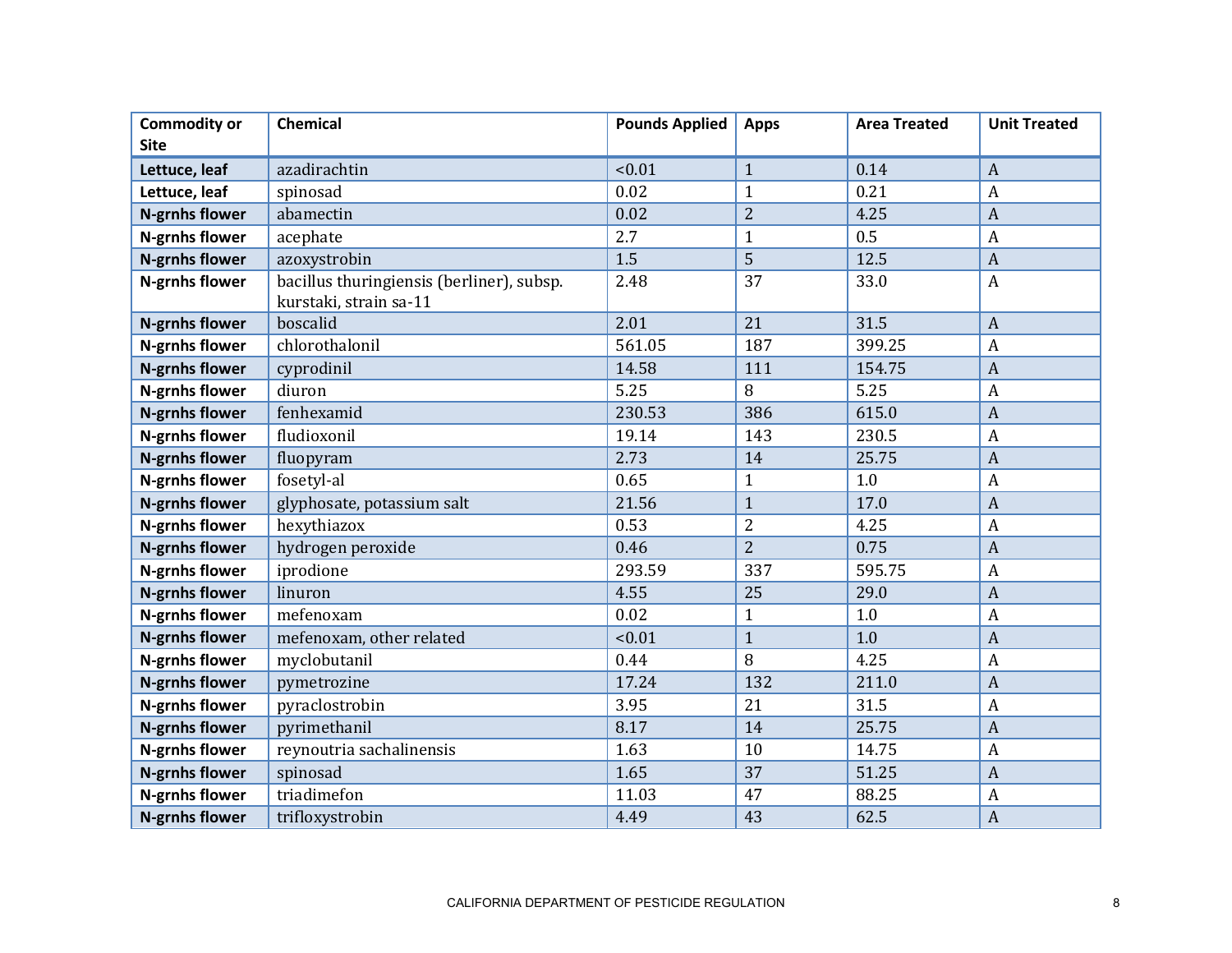| Commodity or Site | Chemical | Pounds Applied | Apps | Area Treated | Unit Treated |
|---|---|---|---|---|---|
| **Lettuce, leaf** | azadirachtin | <0.01 | 1 | 0.14 | A |
| **Lettuce, leaf** | spinosad | 0.02 | 1 | 0.21 | A |
| **N-grnhs flower** | abamectin | 0.02 | 2 | 4.25 | A |
| **N-grnhs flower** | acephate | 2.7 | 1 | 0.5 | A |
| **N-grnhs flower** | azoxystrobin | 1.5 | 5 | 12.5 | A |
| **N-grnhs flower** | bacillus thuringiensis (berliner), subsp. kurstaki, strain sa-11 | 2.48 | 37 | 33.0 | A |
| **N-grnhs flower** | boscalid | 2.01 | 21 | 31.5 | A |
| **N-grnhs flower** | chlorothalonil | 561.05 | 187 | 399.25 | A |
| **N-grnhs flower** | cyprodinil | 14.58 | 111 | 154.75 | A |
| **N-grnhs flower** | diuron | 5.25 | 8 | 5.25 | A |
| **N-grnhs flower** | fenhexamid | 230.53 | 386 | 615.0 | A |
| **N-grnhs flower** | fludioxonil | 19.14 | 143 | 230.5 | A |
| **N-grnhs flower** | fluopyram | 2.73 | 14 | 25.75 | A |
| **N-grnhs flower** | fosetyl-al | 0.65 | 1 | 1.0 | A |
| **N-grnhs flower** | glyphosate, potassium salt | 21.56 | 1 | 17.0 | A |
| **N-grnhs flower** | hexythiazox | 0.53 | 2 | 4.25 | A |
| **N-grnhs flower** | hydrogen peroxide | 0.46 | 2 | 0.75 | A |
| **N-grnhs flower** | iprodione | 293.59 | 337 | 595.75 | A |
| **N-grnhs flower** | linuron | 4.55 | 25 | 29.0 | A |
| **N-grnhs flower** | mefenoxam | 0.02 | 1 | 1.0 | A |
| **N-grnhs flower** | mefenoxam, other related | <0.01 | 1 | 1.0 | A |
| **N-grnhs flower** | myclobutanil | 0.44 | 8 | 4.25 | A |
| **N-grnhs flower** | pymetrozine | 17.24 | 132 | 211.0 | A |
| **N-grnhs flower** | pyraclostrobin | 3.95 | 21 | 31.5 | A |
| **N-grnhs flower** | pyrimethanil | 8.17 | 14 | 25.75 | A |
| **N-grnhs flower** | reynoutria sachalinensis | 1.63 | 10 | 14.75 | A |
| **N-grnhs flower** | spinosad | 1.65 | 37 | 51.25 | A |
| **N-grnhs flower** | triadimefon | 11.03 | 47 | 88.25 | A |
| **N-grnhs flower** | trifloxystrobin | 4.49 | 43 | 62.5 | A |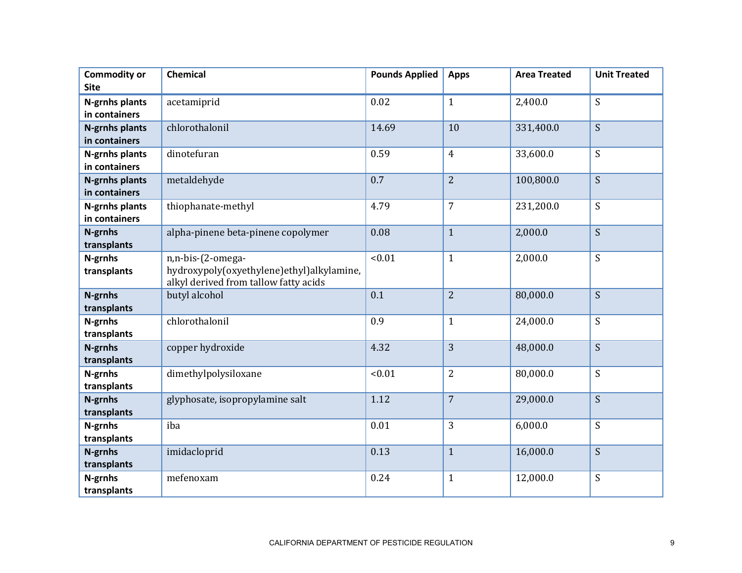| Commodity or Site | Chemical | Pounds Applied | Apps | Area Treated | Unit Treated |
|---|---|---|---|---|---|
| **N-grnhs plants in containers** | acetamiprid | 0.02 | 1 | 2,400.0 | S |
| **N-grnhs plants in containers** | chlorothalonil | 14.69 | 10 | 331,400.0 | S |
| **N-grnhs plants in containers** | dinotefuran | 0.59 | 4 | 33,600.0 | S |
| **N-grnhs plants in containers** | metaldehyde | 0.7 | 2 | 100,800.0 | S |
| **N-grnhs plants in containers** | thiophanate-methyl | 4.79 | 7 | 231,200.0 | S |
| **N-grnhs transplants** | alpha-pinene beta-pinene copolymer | 0.08 | 1 | 2,000.0 | S |
| **N-grnhs transplants** | n,n-bis-(2-omega-hydroxypoly(oxyethylene)ethyl)alkylamine, alkyl derived from tallow fatty acids | <0.01 | 1 | 2,000.0 | S |
| **N-grnhs transplants** | butyl alcohol | 0.1 | 2 | 80,000.0 | S |
| **N-grnhs transplants** | chlorothalonil | 0.9 | 1 | 24,000.0 | S |
| **N-grnhs transplants** | copper hydroxide | 4.32 | 3 | 48,000.0 | S |
| **N-grnhs transplants** | dimethylpolysiloxane | <0.01 | 2 | 80,000.0 | S |
| **N-grnhs transplants** | glyphosate, isopropylamine salt | 1.12 | 7 | 29,000.0 | S |
| **N-grnhs transplants** | iba | 0.01 | 3 | 6,000.0 | S |
| **N-grnhs transplants** | imidacloprid | 0.13 | 1 | 16,000.0 | S |
| **N-grnhs transplants** | mefenoxam | 0.24 | 1 | 12,000.0 | S |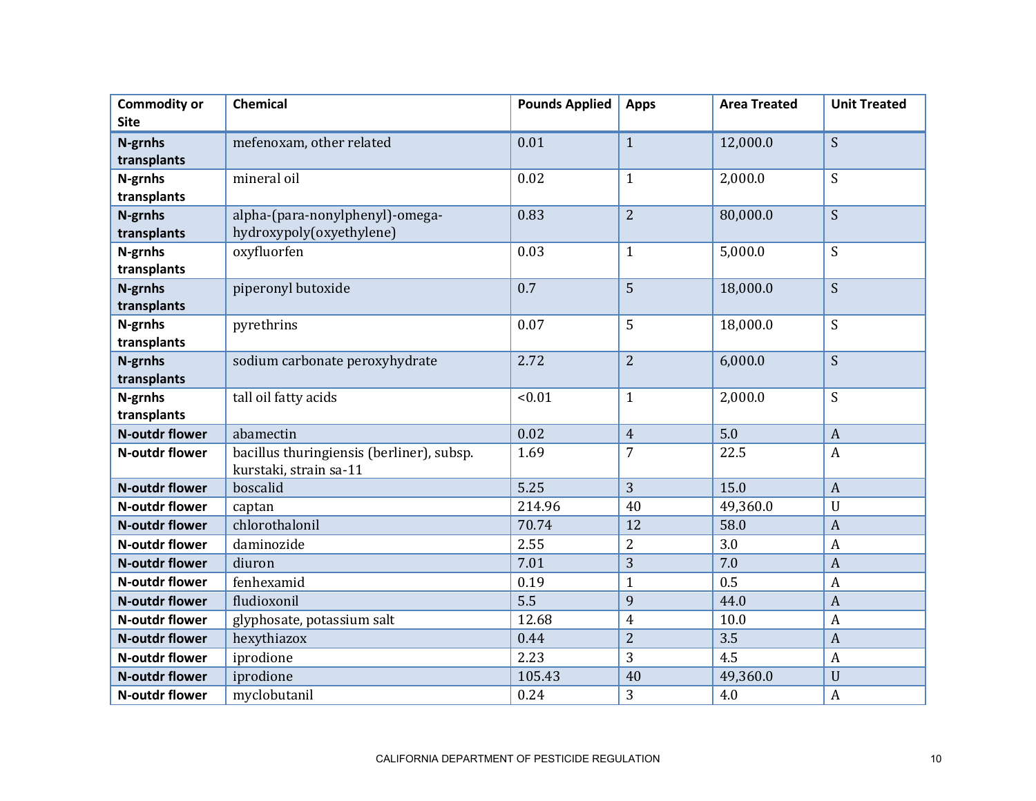| Commodity or Site | Chemical | Pounds Applied | Apps | Area Treated | Unit Treated |
|---|---|---|---|---|---|
| **N-grnhs transplants** | mefenoxam, other related | 0.01 | 1 | 12,000.0 | S |
| **N-grnhs transplants** | mineral oil | 0.02 | 1 | 2,000.0 | S |
| **N-grnhs transplants** | alpha-(para-nonylphenyl)-omega-hydroxypoly(oxyethylene) | 0.83 | 2 | 80,000.0 | S |
| **N-grnhs transplants** | oxyfluorfen | 0.03 | 1 | 5,000.0 | S |
| **N-grnhs transplants** | piperonyl butoxide | 0.7 | 5 | 18,000.0 | S |
| **N-grnhs transplants** | pyrethrins | 0.07 | 5 | 18,000.0 | S |
| **N-grnhs transplants** | sodium carbonate peroxyhydrate | 2.72 | 2 | 6,000.0 | S |
| **N-grnhs transplants** | tall oil fatty acids | <0.01 | 1 | 2,000.0 | S |
| **N-outdr flower** | abamectin | 0.02 | 4 | 5.0 | A |
| **N-outdr flower** | bacillus thuringiensis (berliner), subsp. kurstaki, strain sa-11 | 1.69 | 7 | 22.5 | A |
| **N-outdr flower** | boscalid | 5.25 | 3 | 15.0 | A |
| **N-outdr flower** | captan | 214.96 | 40 | 49,360.0 | U |
| **N-outdr flower** | chlorothalonil | 70.74 | 12 | 58.0 | A |
| **N-outdr flower** | daminozide | 2.55 | 2 | 3.0 | A |
| **N-outdr flower** | diuron | 7.01 | 3 | 7.0 | A |
| **N-outdr flower** | fenhexamid | 0.19 | 1 | 0.5 | A |
| **N-outdr flower** | fludioxonil | 5.5 | 9 | 44.0 | A |
| **N-outdr flower** | glyphosate, potassium salt | 12.68 | 4 | 10.0 | A |
| **N-outdr flower** | hexythiazox | 0.44 | 2 | 3.5 | A |
| **N-outdr flower** | iprodione | 2.23 | 3 | 4.5 | A |
| **N-outdr flower** | iprodione | 105.43 | 40 | 49,360.0 | U |
| **N-outdr flower** | myclobutanil | 0.24 | 3 | 4.0 | A |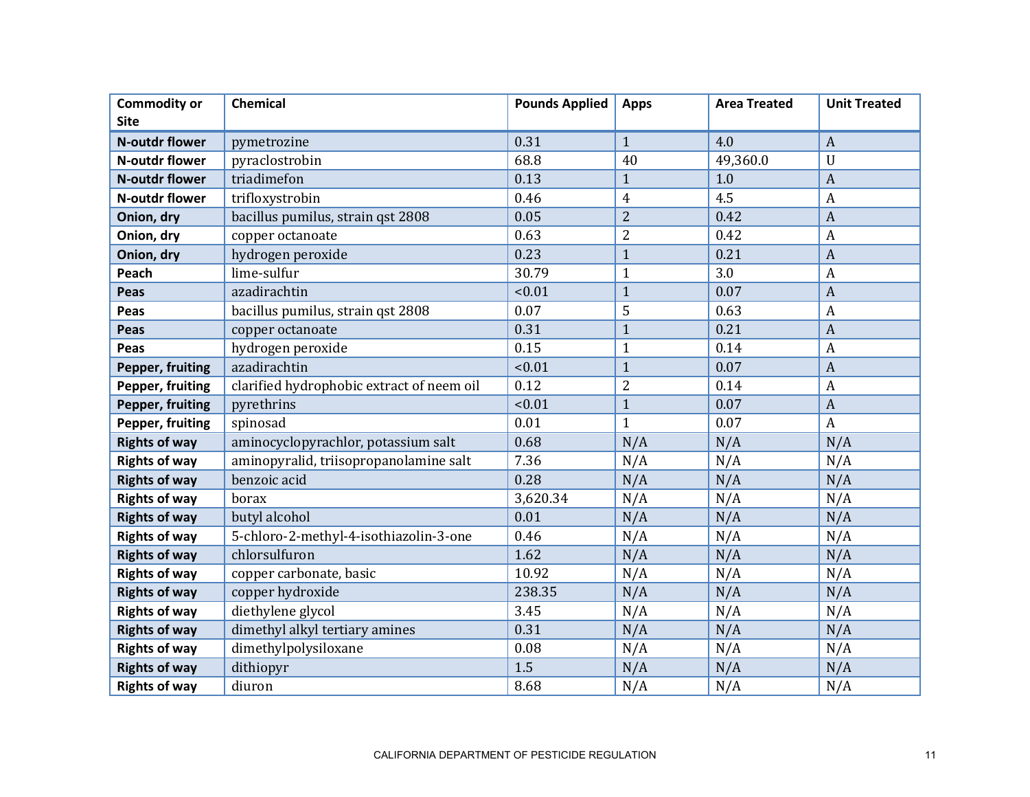| Commodity or Site | Chemical | Pounds Applied | Apps | Area Treated | Unit Treated |
|---|---|---|---|---|---|
| **N-outdr flower** | pymetrozine | 0.31 | 1 | 4.0 | A |
| **N-outdr flower** | pyraclostrobin | 68.8 | 40 | 49,360.0 | U |
| **N-outdr flower** | triadimefon | 0.13 | 1 | 1.0 | A |
| **N-outdr flower** | trifloxystrobin | 0.46 | 4 | 4.5 | A |
| **Onion, dry** | bacillus pumilus, strain qst 2808 | 0.05 | 2 | 0.42 | A |
| **Onion, dry** | copper octanoate | 0.63 | 2 | 0.42 | A |
| **Onion, dry** | hydrogen peroxide | 0.23 | 1 | 0.21 | A |
| **Peach** | lime-sulfur | 30.79 | 1 | 3.0 | A |
| **Peas** | azadirachtin | <0.01 | 1 | 0.07 | A |
| **Peas** | bacillus pumilus, strain qst 2808 | 0.07 | 5 | 0.63 | A |
| **Peas** | copper octanoate | 0.31 | 1 | 0.21 | A |
| **Peas** | hydrogen peroxide | 0.15 | 1 | 0.14 | A |
| **Pepper, fruiting** | azadirachtin | <0.01 | 1 | 0.07 | A |
| **Pepper, fruiting** | clarified hydrophobic extract of neem oil | 0.12 | 2 | 0.14 | A |
| **Pepper, fruiting** | pyrethrins | <0.01 | 1 | 0.07 | A |
| **Pepper, fruiting** | spinosad | 0.01 | 1 | 0.07 | A |
| **Rights of way** | aminocyclopyrachlor, potassium salt | 0.68 | N/A | N/A | N/A |
| **Rights of way** | aminopyralid, triisopropanolamine salt | 7.36 | N/A | N/A | N/A |
| **Rights of way** | benzoic acid | 0.28 | N/A | N/A | N/A |
| **Rights of way** | borax | 3,620.34 | N/A | N/A | N/A |
| **Rights of way** | butyl alcohol | 0.01 | N/A | N/A | N/A |
| **Rights of way** | 5-chloro-2-methyl-4-isothiazolin-3-one | 0.46 | N/A | N/A | N/A |
| **Rights of way** | chlorsulfuron | 1.62 | N/A | N/A | N/A |
| **Rights of way** | copper carbonate, basic | 10.92 | N/A | N/A | N/A |
| **Rights of way** | copper hydroxide | 238.35 | N/A | N/A | N/A |
| **Rights of way** | diethylene glycol | 3.45 | N/A | N/A | N/A |
| **Rights of way** | dimethyl alkyl tertiary amines | 0.31 | N/A | N/A | N/A |
| **Rights of way** | dimethylpolysiloxane | 0.08 | N/A | N/A | N/A |
| **Rights of way** | dithiopyr | 1.5 | N/A | N/A | N/A |
| **Rights of way** | diuron | 8.68 | N/A | N/A | N/A |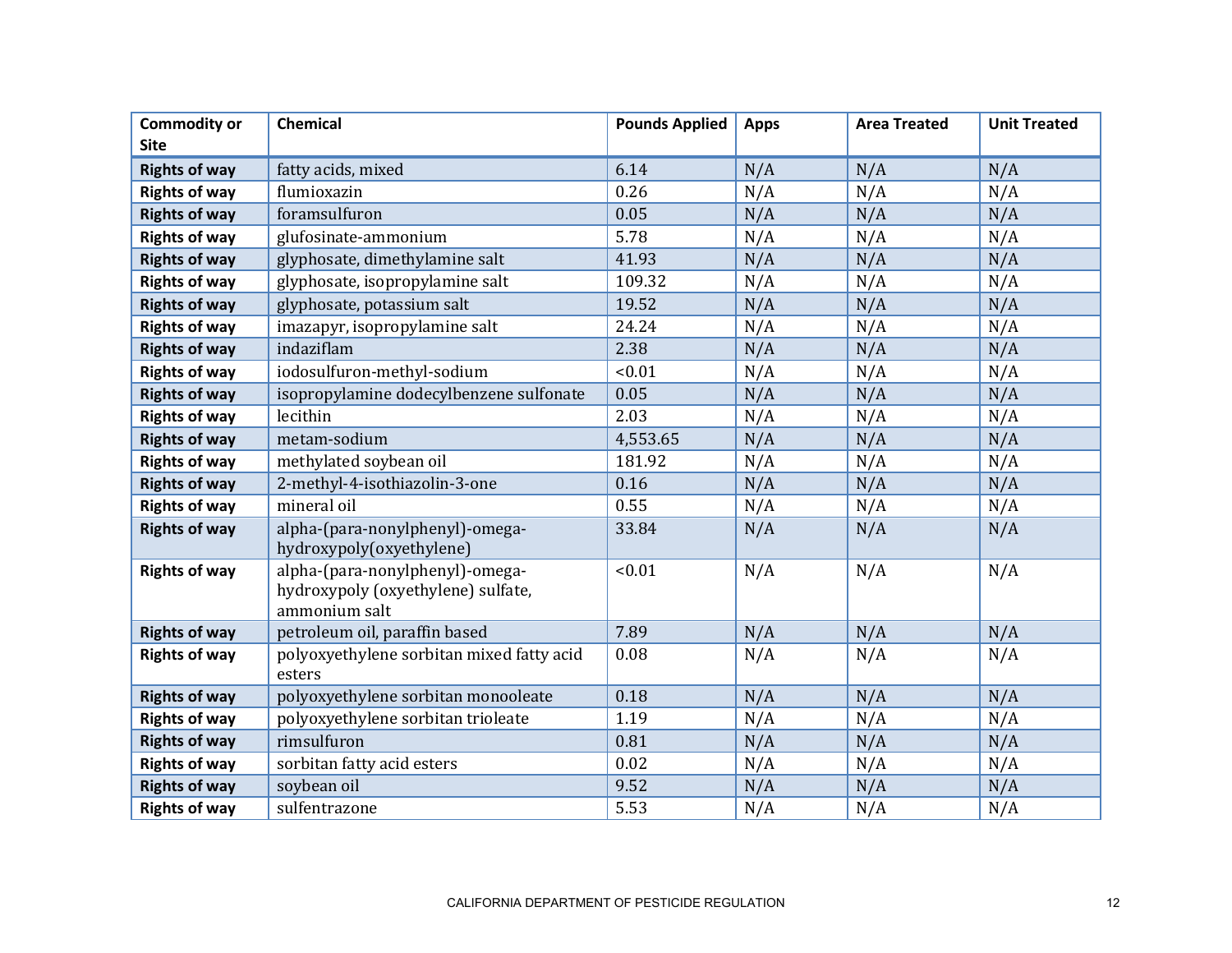| Commodity or Site | Chemical | Pounds Applied | Apps | Area Treated | Unit Treated |
|---|---|---|---|---|---|
| **Rights of way** | fatty acids, mixed | 6.14 | N/A | N/A | N/A |
| **Rights of way** | flumioxazin | 0.26 | N/A | N/A | N/A |
| **Rights of way** | foramsulfuron | 0.05 | N/A | N/A | N/A |
| **Rights of way** | glufosinate-ammonium | 5.78 | N/A | N/A | N/A |
| **Rights of way** | glyphosate, dimethylamine salt | 41.93 | N/A | N/A | N/A |
| **Rights of way** | glyphosate, isopropylamine salt | 109.32 | N/A | N/A | N/A |
| **Rights of way** | glyphosate, potassium salt | 19.52 | N/A | N/A | N/A |
| **Rights of way** | imazapyr, isopropylamine salt | 24.24 | N/A | N/A | N/A |
| **Rights of way** | indaziflam | 2.38 | N/A | N/A | N/A |
| **Rights of way** | iodosulfuron-methyl-sodium | <0.01 | N/A | N/A | N/A |
| **Rights of way** | isopropylamine dodecylbenzene sulfonate | 0.05 | N/A | N/A | N/A |
| **Rights of way** | lecithin | 2.03 | N/A | N/A | N/A |
| **Rights of way** | metam-sodium | 4,553.65 | N/A | N/A | N/A |
| **Rights of way** | methylated soybean oil | 181.92 | N/A | N/A | N/A |
| **Rights of way** | 2-methyl-4-isothiazolin-3-one | 0.16 | N/A | N/A | N/A |
| **Rights of way** | mineral oil | 0.55 | N/A | N/A | N/A |
| **Rights of way** | alpha-(para-nonylphenyl)-omega-hydroxypoly(oxyethylene) | 33.84 | N/A | N/A | N/A |
| **Rights of way** | alpha-(para-nonylphenyl)-omega-hydroxypoly (oxyethylene) sulfate, ammonium salt | <0.01 | N/A | N/A | N/A |
| **Rights of way** | petroleum oil, paraffin based | 7.89 | N/A | N/A | N/A |
| **Rights of way** | polyoxyethylene sorbitan mixed fatty acid esters | 0.08 | N/A | N/A | N/A |
| **Rights of way** | polyoxyethylene sorbitan monooleate | 0.18 | N/A | N/A | N/A |
| **Rights of way** | polyoxyethylene sorbitan trioleate | 1.19 | N/A | N/A | N/A |
| **Rights of way** | rimsulfuron | 0.81 | N/A | N/A | N/A |
| **Rights of way** | sorbitan fatty acid esters | 0.02 | N/A | N/A | N/A |
| **Rights of way** | soybean oil | 9.52 | N/A | N/A | N/A |
| **Rights of way** | sulfentrazone | 5.53 | N/A | N/A | N/A |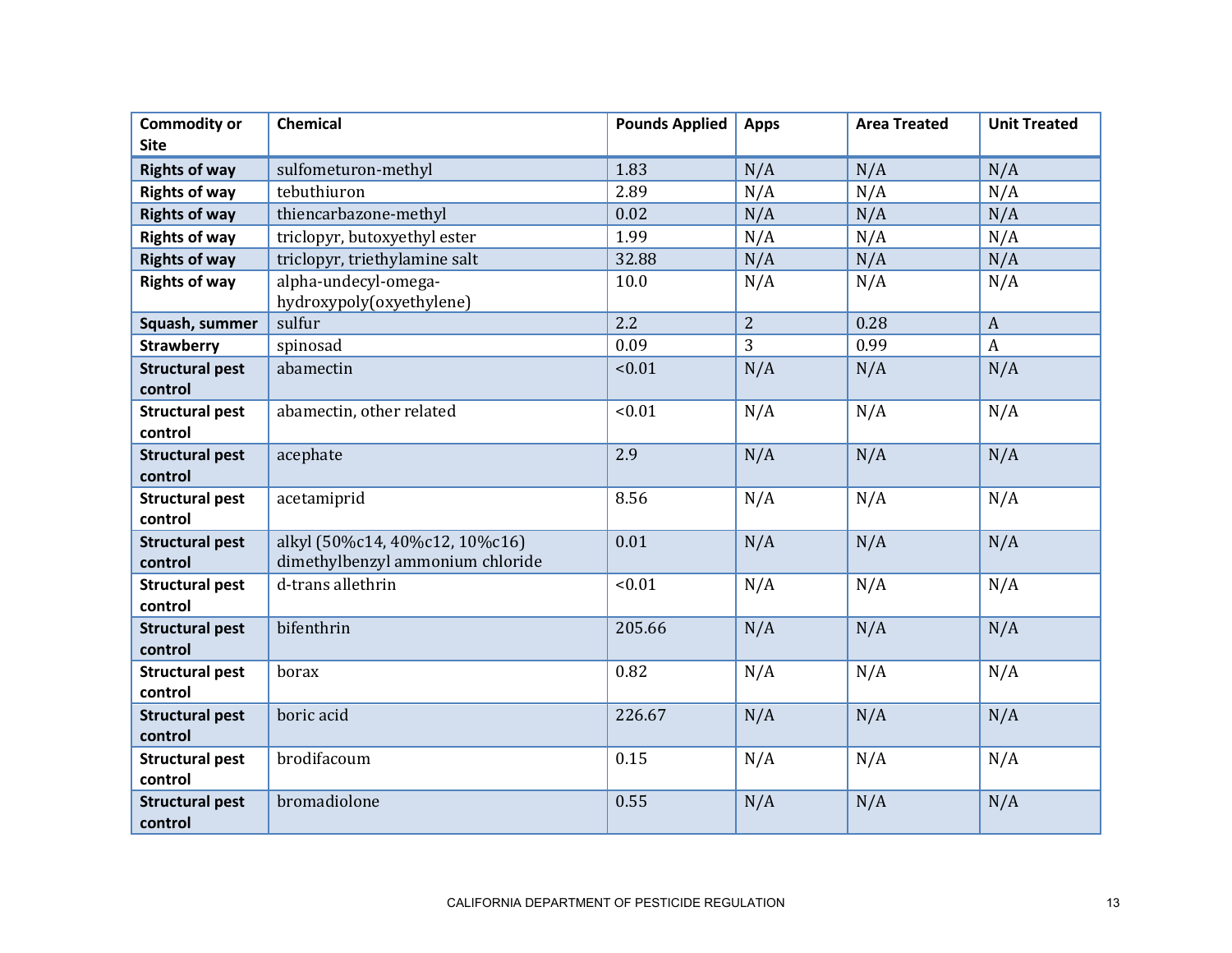| Commodity or Site | Chemical | Pounds Applied | Apps | Area Treated | Unit Treated |
|---|---|---|---|---|---|
| **Rights of way** | sulfometuron-methyl | 1.83 | N/A | N/A | N/A |
| **Rights of way** | tebuthiuron | 2.89 | N/A | N/A | N/A |
| **Rights of way** | thiencarbazone-methyl | 0.02 | N/A | N/A | N/A |
| **Rights of way** | triclopyr, butoxyethyl ester | 1.99 | N/A | N/A | N/A |
| **Rights of way** | triclopyr, triethylamine salt | 32.88 | N/A | N/A | N/A |
| **Rights of way** | alpha-undecyl-omega-hydroxypoly(oxyethylene) | 10.0 | N/A | N/A | N/A |
| **Squash, summer** | sulfur | 2.2 | 2 | 0.28 | A |
| **Strawberry** | spinosad | 0.09 | 3 | 0.99 | A |
| **Structural pest control** | abamectin | <0.01 | N/A | N/A | N/A |
| **Structural pest control** | abamectin, other related | <0.01 | N/A | N/A | N/A |
| **Structural pest control** | acephate | 2.9 | N/A | N/A | N/A |
| **Structural pest control** | acetamiprid | 8.56 | N/A | N/A | N/A |
| **Structural pest control** | alkyl (50%c14, 40%c12, 10%c16) dimethylbenzyl ammonium chloride | 0.01 | N/A | N/A | N/A |
| **Structural pest control** | d-trans allethrin | <0.01 | N/A | N/A | N/A |
| **Structural pest control** | bifenthrin | 205.66 | N/A | N/A | N/A |
| **Structural pest control** | borax | 0.82 | N/A | N/A | N/A |
| **Structural pest control** | boric acid | 226.67 | N/A | N/A | N/A |
| **Structural pest control** | brodifacoum | 0.15 | N/A | N/A | N/A |
| **Structural pest control** | bromadiolone | 0.55 | N/A | N/A | N/A |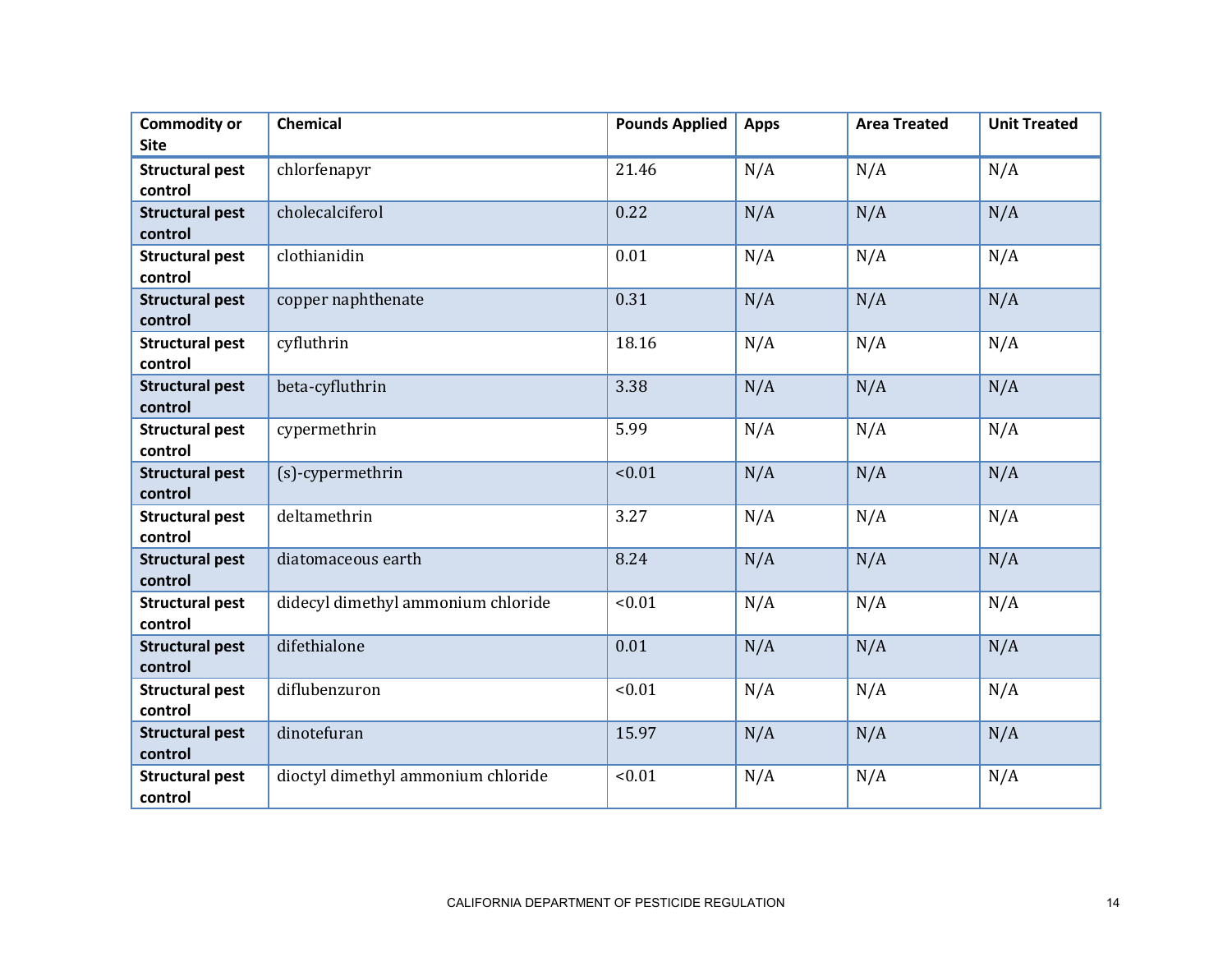| Commodity or Site | Chemical | Pounds Applied | Apps | Area Treated | Unit Treated |
|---|---|---|---|---|---|
| **Structural pest control** | chlorfenapyr | 21.46 | N/A | N/A | N/A |
| **Structural pest control** | cholecalciferol | 0.22 | N/A | N/A | N/A |
| **Structural pest control** | clothianidin | 0.01 | N/A | N/A | N/A |
| **Structural pest control** | copper naphthenate | 0.31 | N/A | N/A | N/A |
| **Structural pest control** | cyfluthrin | 18.16 | N/A | N/A | N/A |
| **Structural pest control** | beta-cyfluthrin | 3.38 | N/A | N/A | N/A |
| **Structural pest control** | cypermethrin | 5.99 | N/A | N/A | N/A |
| **Structural pest control** | (s)-cypermethrin | <0.01 | N/A | N/A | N/A |
| **Structural pest control** | deltamethrin | 3.27 | N/A | N/A | N/A |
| **Structural pest control** | diatomaceous earth | 8.24 | N/A | N/A | N/A |
| **Structural pest control** | didecyl dimethyl ammonium chloride | <0.01 | N/A | N/A | N/A |
| **Structural pest control** | difethialone | 0.01 | N/A | N/A | N/A |
| **Structural pest control** | diflubenzuron | <0.01 | N/A | N/A | N/A |
| **Structural pest control** | dinotefuran | 15.97 | N/A | N/A | N/A |
| **Structural pest control** | dioctyl dimethyl ammonium chloride | <0.01 | N/A | N/A | N/A |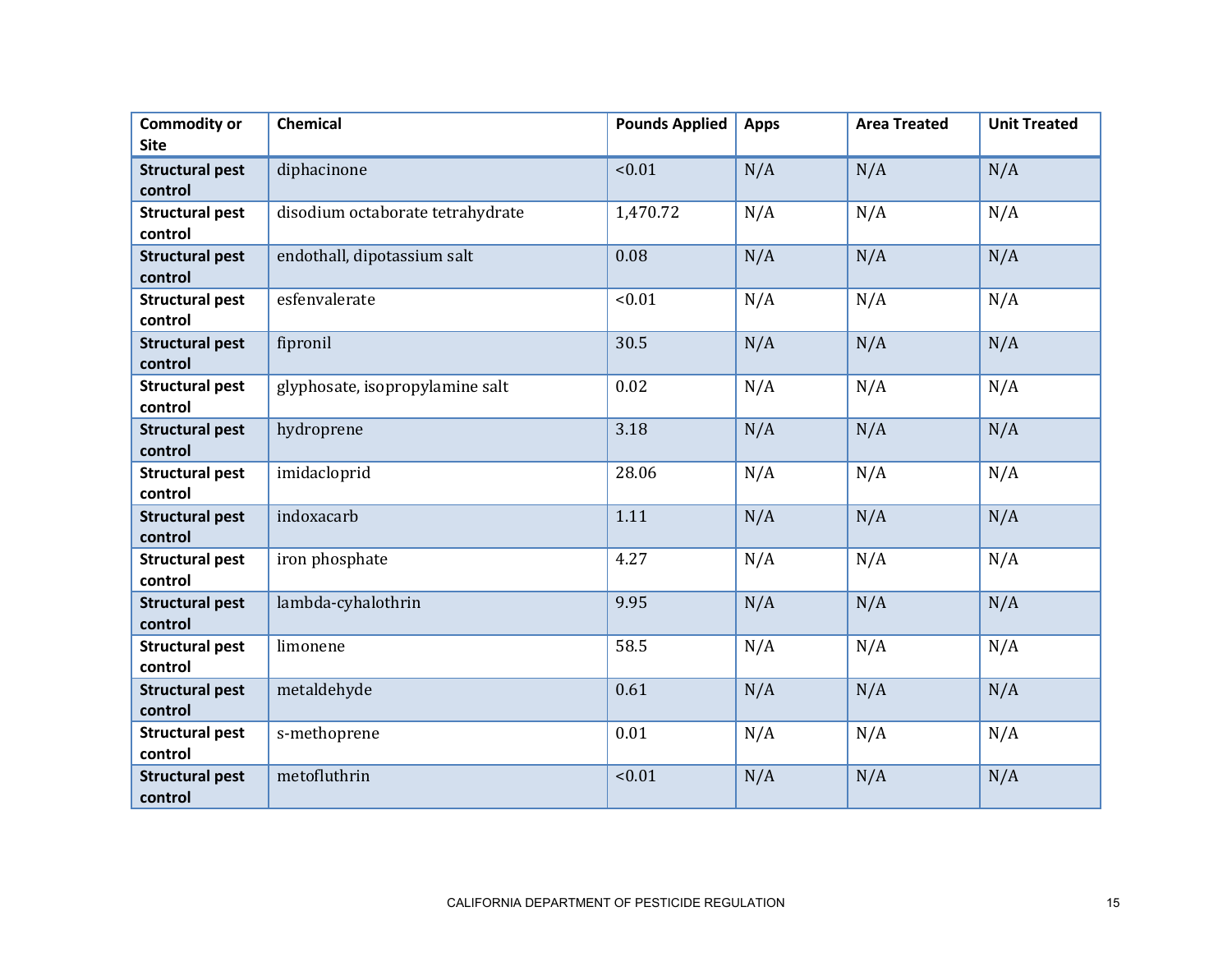| Commodity or Site | Chemical | Pounds Applied | Apps | Area Treated | Unit Treated |
|---|---|---|---|---|---|
| **Structural pest control** | diphacinone | <0.01 | N/A | N/A | N/A |
| **Structural pest control** | disodium octaborate tetrahydrate | 1,470.72 | N/A | N/A | N/A |
| **Structural pest control** | endothall, dipotassium salt | 0.08 | N/A | N/A | N/A |
| **Structural pest control** | esfenvalerate | <0.01 | N/A | N/A | N/A |
| **Structural pest control** | fipronil | 30.5 | N/A | N/A | N/A |
| **Structural pest control** | glyphosate, isopropylamine salt | 0.02 | N/A | N/A | N/A |
| **Structural pest control** | hydroprene | 3.18 | N/A | N/A | N/A |
| **Structural pest control** | imidacloprid | 28.06 | N/A | N/A | N/A |
| **Structural pest control** | indoxacarb | 1.11 | N/A | N/A | N/A |
| **Structural pest control** | iron phosphate | 4.27 | N/A | N/A | N/A |
| **Structural pest control** | lambda-cyhalothrin | 9.95 | N/A | N/A | N/A |
| **Structural pest control** | limonene | 58.5 | N/A | N/A | N/A |
| **Structural pest control** | metaldehyde | 0.61 | N/A | N/A | N/A |
| **Structural pest control** | s-methoprene | 0.01 | N/A | N/A | N/A |
| **Structural pest control** | metofluthrin | <0.01 | N/A | N/A | N/A |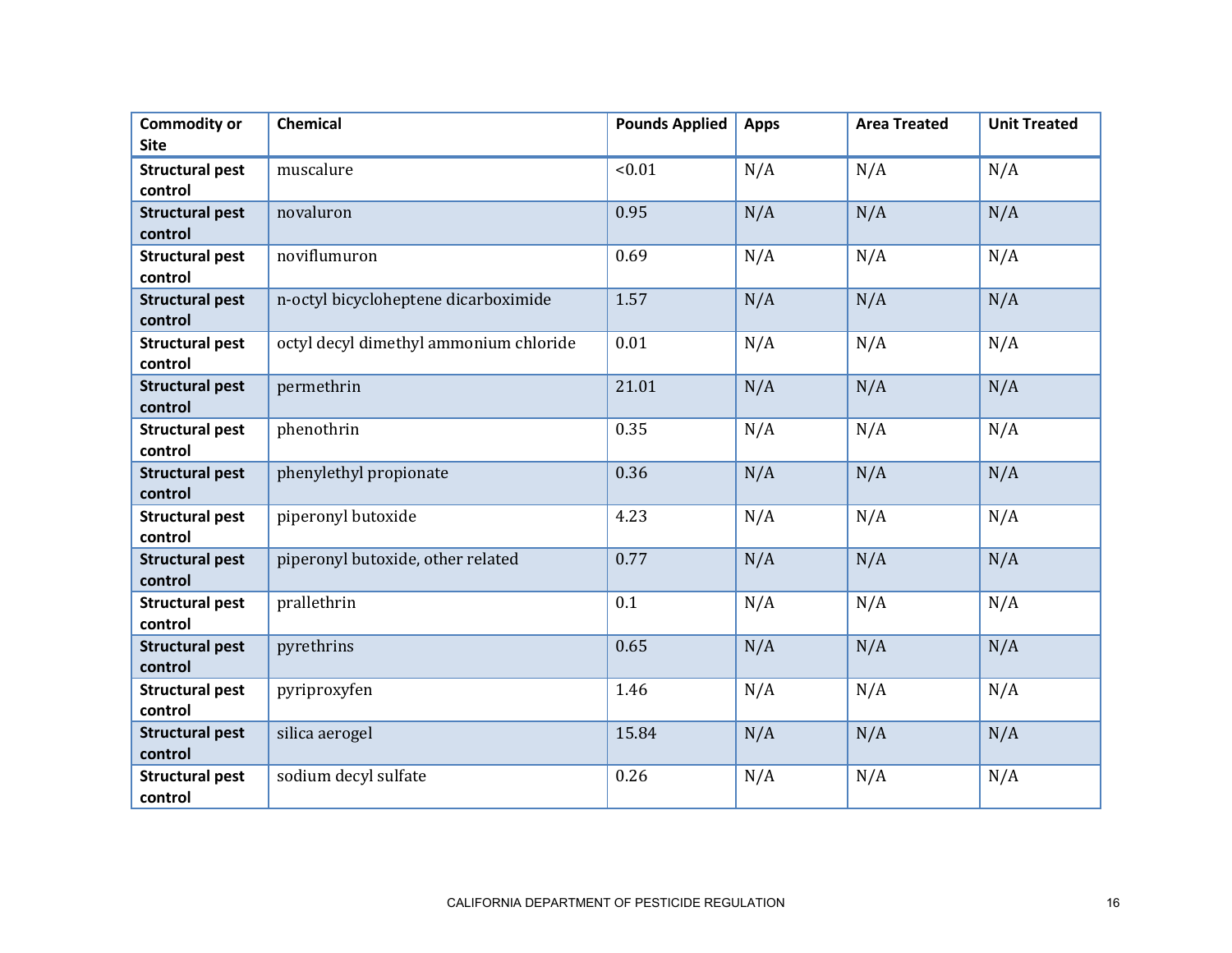| Commodity or Site | Chemical | Pounds Applied | Apps | Area Treated | Unit Treated |
|---|---|---|---|---|---|
| **Structural pest control** | muscalure | <0.01 | N/A | N/A | N/A |
| **Structural pest control** | novaluron | 0.95 | N/A | N/A | N/A |
| **Structural pest control** | noviflumuron | 0.69 | N/A | N/A | N/A |
| **Structural pest control** | n-octyl bicycloheptene dicarboximide | 1.57 | N/A | N/A | N/A |
| **Structural pest control** | octyl decyl dimethyl ammonium chloride | 0.01 | N/A | N/A | N/A |
| **Structural pest control** | permethrin | 21.01 | N/A | N/A | N/A |
| **Structural pest control** | phenothrin | 0.35 | N/A | N/A | N/A |
| **Structural pest control** | phenylethyl propionate | 0.36 | N/A | N/A | N/A |
| **Structural pest control** | piperonyl butoxide | 4.23 | N/A | N/A | N/A |
| **Structural pest control** | piperonyl butoxide, other related | 0.77 | N/A | N/A | N/A |
| **Structural pest control** | prallethrin | 0.1 | N/A | N/A | N/A |
| **Structural pest control** | pyrethrins | 0.65 | N/A | N/A | N/A |
| **Structural pest control** | pyriproxyfen | 1.46 | N/A | N/A | N/A |
| **Structural pest control** | silica aerogel | 15.84 | N/A | N/A | N/A |
| **Structural pest control** | sodium decyl sulfate | 0.26 | N/A | N/A | N/A |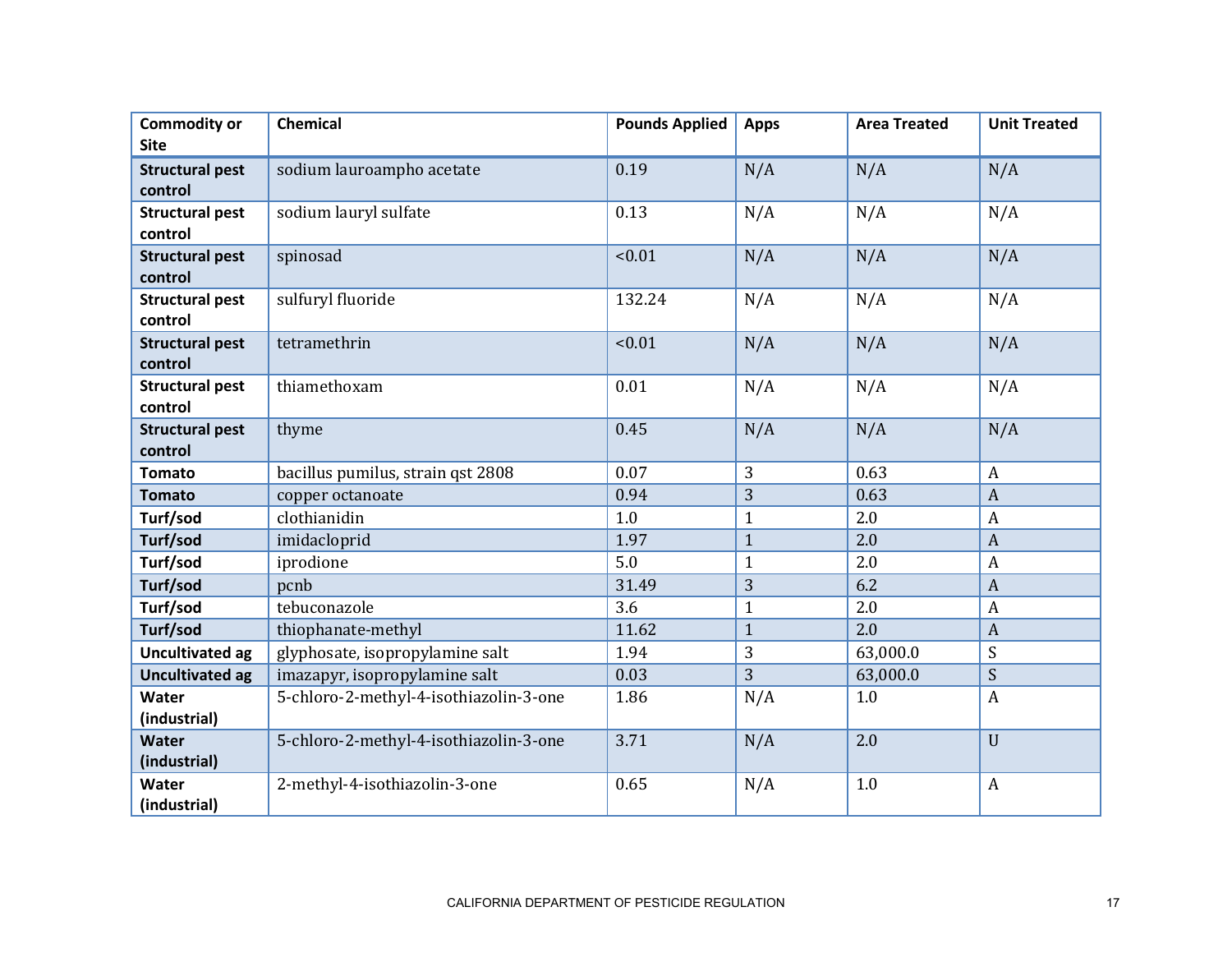| Commodity or Site | Chemical | Pounds Applied | Apps | Area Treated | Unit Treated |
|---|---|---|---|---|---|
| **Structural pest control** | sodium lauroampho acetate | 0.19 | N/A | N/A | N/A |
| **Structural pest control** | sodium lauryl sulfate | 0.13 | N/A | N/A | N/A |
| **Structural pest control** | spinosad | <0.01 | N/A | N/A | N/A |
| **Structural pest control** | sulfuryl fluoride | 132.24 | N/A | N/A | N/A |
| **Structural pest control** | tetramethrin | <0.01 | N/A | N/A | N/A |
| **Structural pest control** | thiamethoxam | 0.01 | N/A | N/A | N/A |
| **Structural pest control** | thyme | 0.45 | N/A | N/A | N/A |
| **Tomato** | bacillus pumilus, strain qst 2808 | 0.07 | 3 | 0.63 | A |
| **Tomato** | copper octanoate | 0.94 | 3 | 0.63 | A |
| **Turf/sod** | clothianidin | 1.0 | 1 | 2.0 | A |
| **Turf/sod** | imidacloprid | 1.97 | 1 | 2.0 | A |
| **Turf/sod** | iprodione | 5.0 | 1 | 2.0 | A |
| **Turf/sod** | pcnb | 31.49 | 3 | 6.2 | A |
| **Turf/sod** | tebuconazole | 3.6 | 1 | 2.0 | A |
| **Turf/sod** | thiophanate-methyl | 11.62 | 1 | 2.0 | A |
| **Uncultivated ag** | glyphosate, isopropylamine salt | 1.94 | 3 | 63,000.0 | S |
| **Uncultivated ag** | imazapyr, isopropylamine salt | 0.03 | 3 | 63,000.0 | S |
| **Water (industrial)** | 5-chloro-2-methyl-4-isothiazolin-3-one | 1.86 | N/A | 1.0 | A |
| **Water (industrial)** | 5-chloro-2-methyl-4-isothiazolin-3-one | 3.71 | N/A | 2.0 | U |
| **Water (industrial)** | 2-methyl-4-isothiazolin-3-one | 0.65 | N/A | 1.0 | A |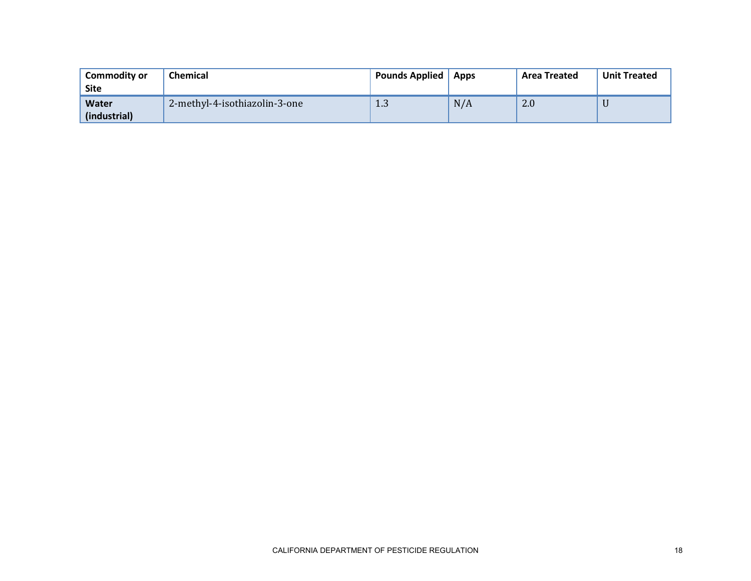| Commodity or Site | Chemical | Pounds Applied | Apps | Area Treated | Unit Treated |
|---|---|---|---|---|---|
| **Water (industrial)** | 2-methyl-4-isothiazolin-3-one | 1.3 | N/A | 2.0 | U |